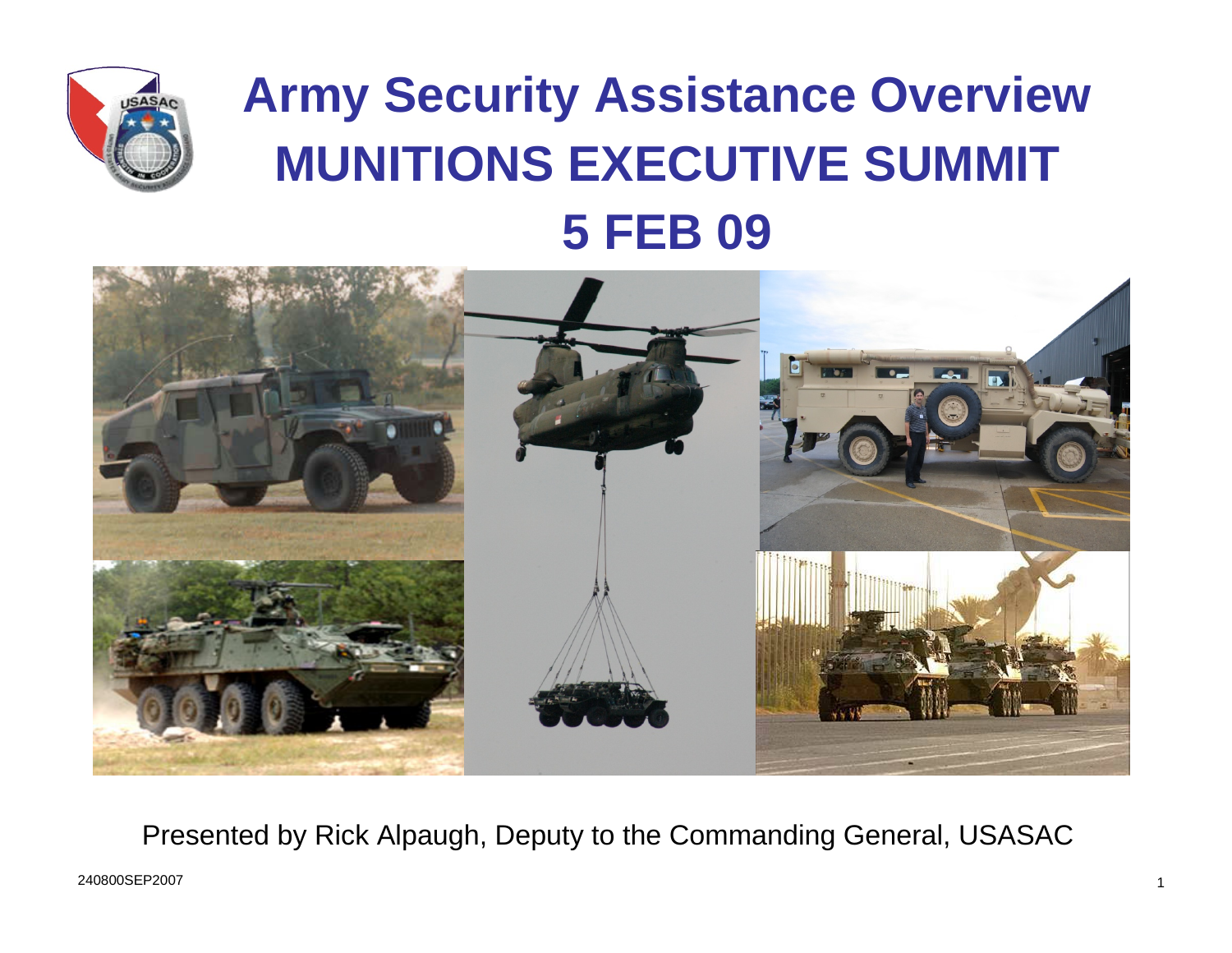# Army Security Assistance Overview

# MUNITIONS EXECUTIVE SUMMIT

# 5 FEB 09

Presented by Rick Alpaugh, Deputy to the Commanding General, USASAC

240800SEP2007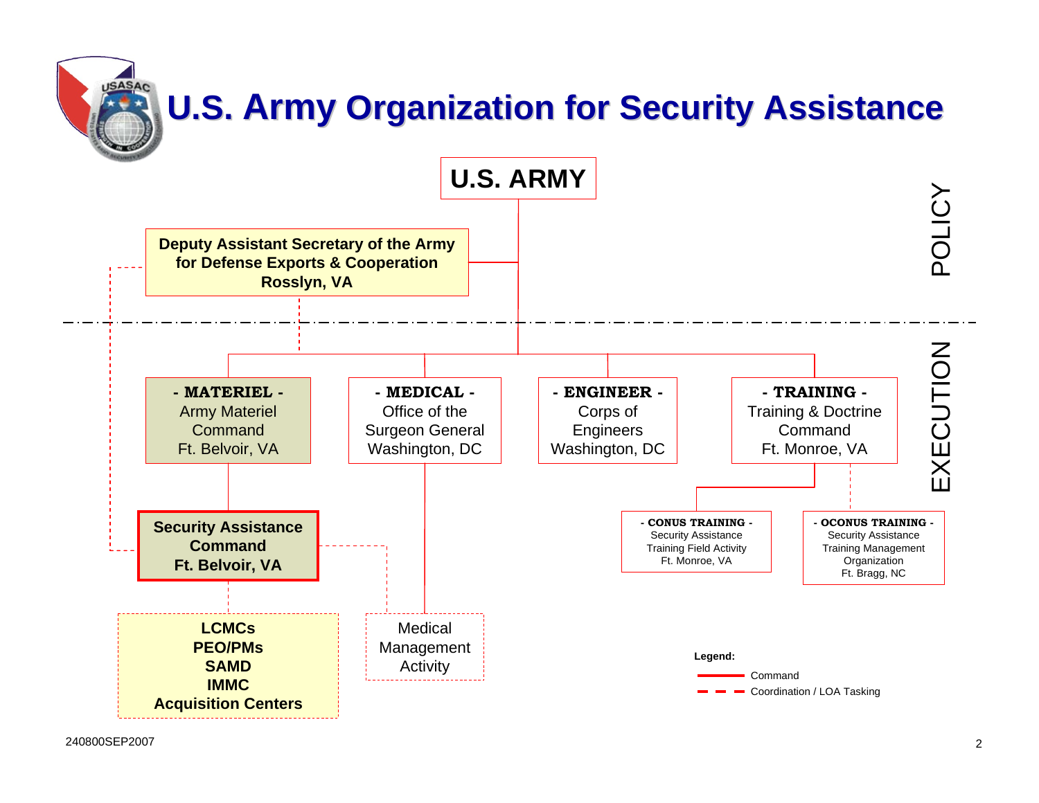# U.S. Army Organization for Security Assistance

**U.S. ARMY**

**Deputy Assistant Secretary of the Army for Defense Exports & Cooperation**
**Rosslyn, VA**

POLICY

EXECUTION

**- MATERIEL -**
Army Materiel Command
Ft. Belvoir, VA

**- MEDICAL -**
Office of the Surgeon General
Washington, DC

**- ENGINEER -**
Corps of Engineers
Washington, DC

**- TRAINING -**
Training & Doctrine Command
Ft. Monroe, VA

**Security Assistance Command**
**Ft. Belvoir, VA**

**- CONUS TRAINING -**
Security Assistance Training Field Activity
Ft. Monroe, VA

**- OCONUS TRAINING -**
Security Assistance Training Management Organization
Ft. Bragg, NC

**LCMCs**
**PEO/PMs**
**SAMD**
**IMMC**
**Acquisition Centers**

Medical Management Activity

**Legend:**
- Command
- Coordination / LOA Tasking

240800SEP2007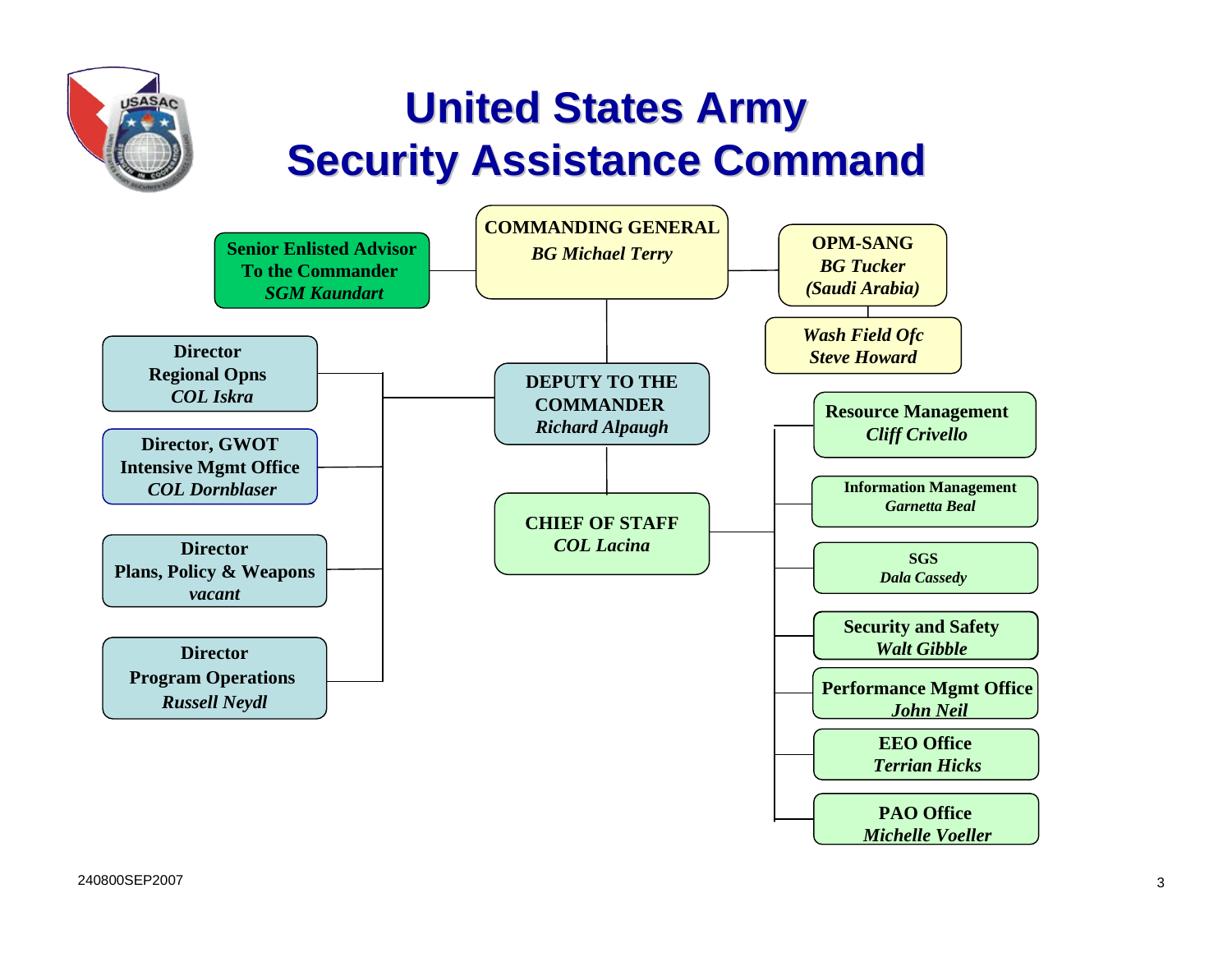# United States Army Security Assistance Command

**COMMANDING GENERAL**
*BG Michael Terry*

**Senior Enlisted Advisor To the Commander**
*SGM Kaundart*

**OPM-SANG**
*BG Tucker (Saudi Arabia)*

*Wash Field Ofc*
*Steve Howard*

**DEPUTY TO THE COMMANDER**
*Richard Alpaugh*

- **Director Regional Opns** — *COL Iskra*
- **Director, GWOT Intensive Mgmt Office** — *COL Dornblaser*
- **Director Plans, Policy & Weapons** — *vacant*
- **Director Program Operations** — *Russell Neydl*

**CHIEF OF STAFF**
*COL Lacina*

- **Resource Management** — *Cliff Crivello*
- **Information Management** — *Garnetta Beal*
- **SGS** — *Dala Cassedy*
- **Security and Safety** — *Walt Gibble*
- **Performance Mgmt Office** — *John Neil*
- **EEO Office** — *Terrian Hicks*
- **PAO Office** — *Michelle Voeller*

240800SEP2007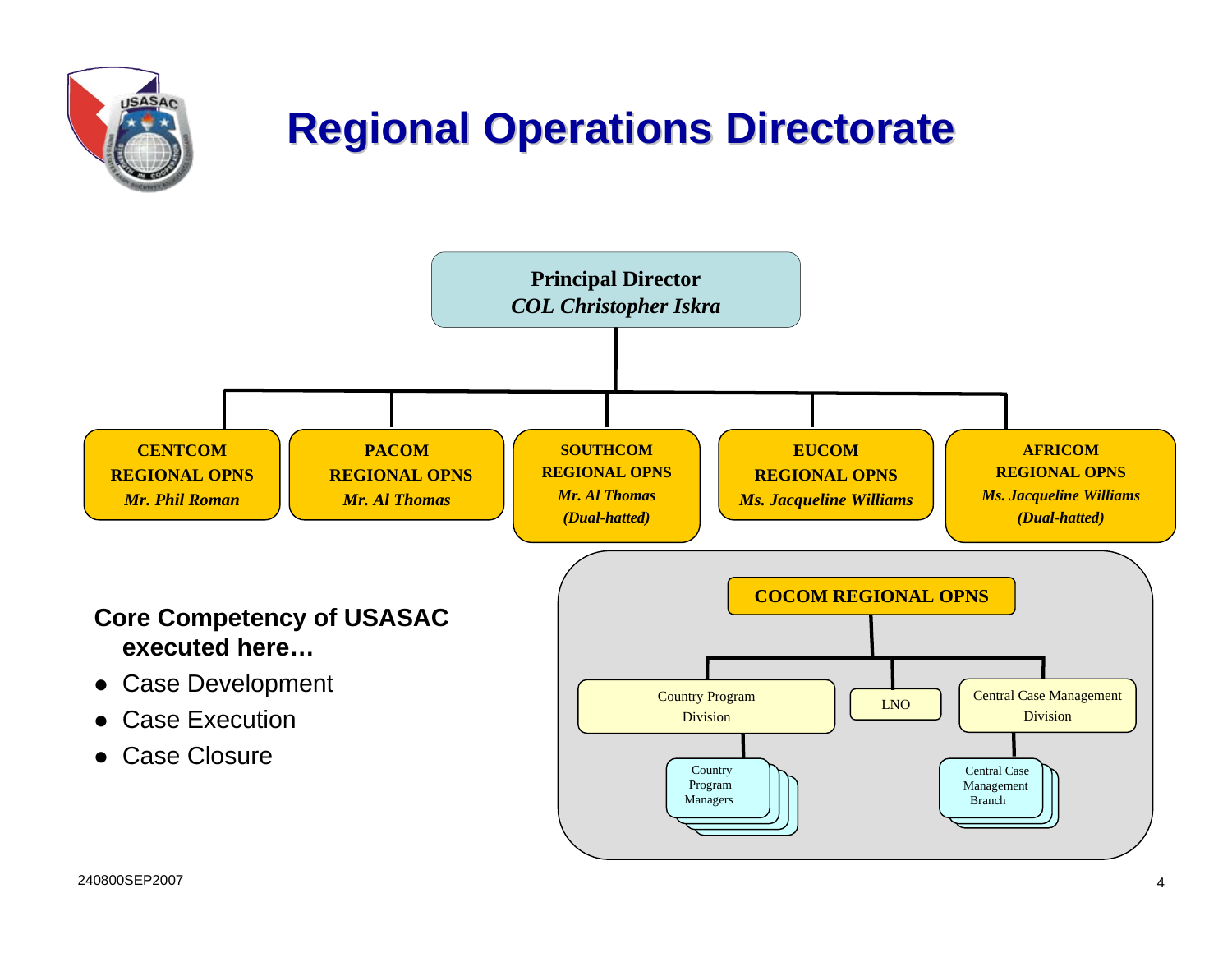# Regional Operations Directorate

**Principal Director**
*COL Christopher Iskra*

- **CENTCOM REGIONAL OPNS** — *Mr. Phil Roman*
- **PACOM REGIONAL OPNS** — *Mr. Al Thomas*
- **SOUTHCOM REGIONAL OPNS** — *Mr. Al Thomas (Dual-hatted)*
- **EUCOM REGIONAL OPNS** — *Ms. Jacqueline Williams*
- **AFRICOM REGIONAL OPNS** — *Ms. Jacqueline Williams (Dual-hatted)*

**COCOM REGIONAL OPNS**

- Country Program Division
  - Country Program Managers
- LNO
- Central Case Management Division
  - Central Case Management Branch

**Core Competency of USASAC executed here…**

- Case Development
- Case Execution
- Case Closure

240800SEP2007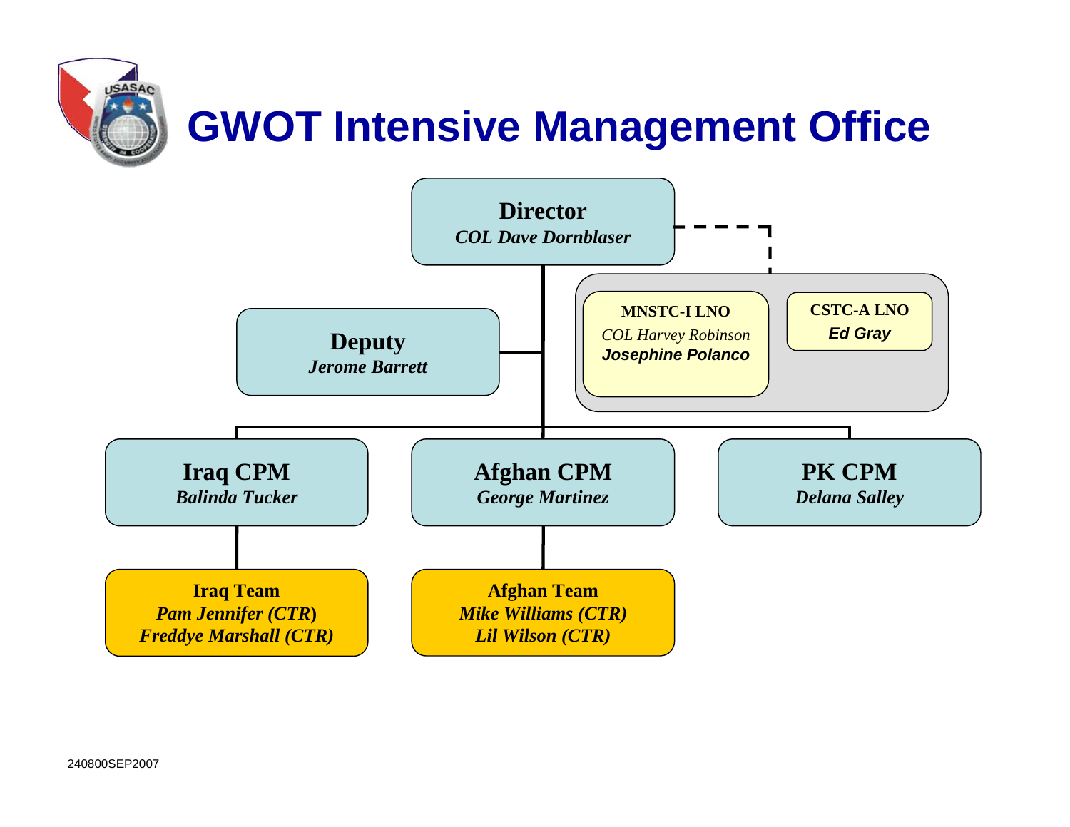# GWOT Intensive Management Office

**Director**
*COL Dave Dornblaser*

**Deputy**
*Jerome Barrett*

**MNSTC-I LNO**
*COL Harvey Robinson*
***Josephine Polanco***

**CSTC-A LNO**
***Ed Gray***

**Iraq CPM**
***Balinda Tucker***

**Afghan CPM**
***George Martinez***

**PK CPM**
***Delana Salley***

**Iraq Team**
***Pam Jennifer (CTR)***
***Freddye Marshall (CTR)***

**Afghan Team**
***Mike Williams (CTR)***
***Lil Wilson (CTR)***

240800SEP2007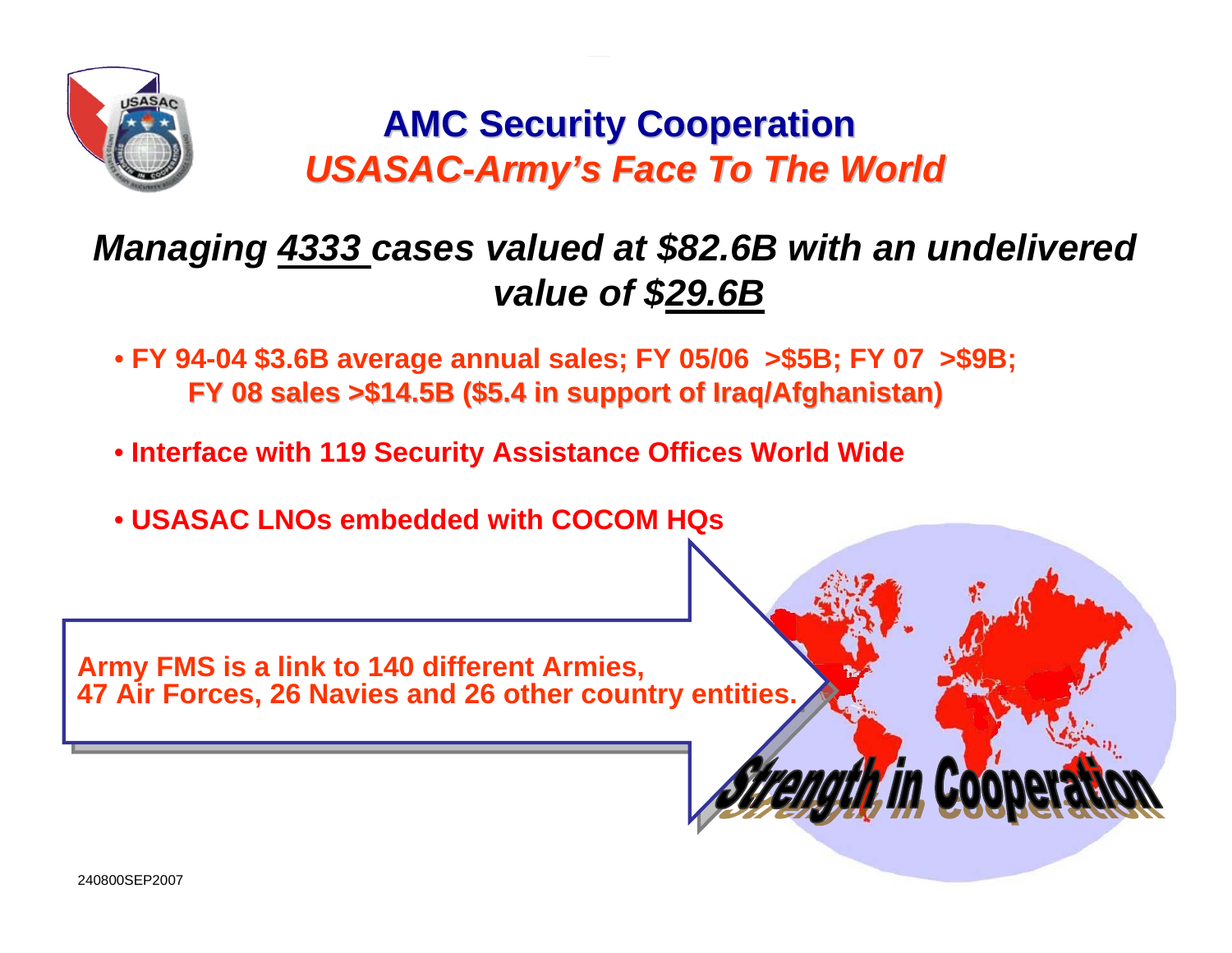# AMC Security Cooperation

## *USASAC-Army's Face To The World*

***Managing 4333 cases valued at $82.6B with an undelivered value of $29.6B***

- **FY 94-04 $3.6B average annual sales; FY 05/06 >$5B; FY 07 >$9B; FY 08 sales >$14.5B ($5.4 in support of Iraq/Afghanistan)**
- **Interface with 119 Security Assistance Offices World Wide**
- **USASAC LNOs embedded with COCOM HQs**

**Army FMS is a link to 140 different Armies, 47 Air Forces, 26 Navies and 26 other country entities.**

*Strength in Cooperation*

240800SEP2007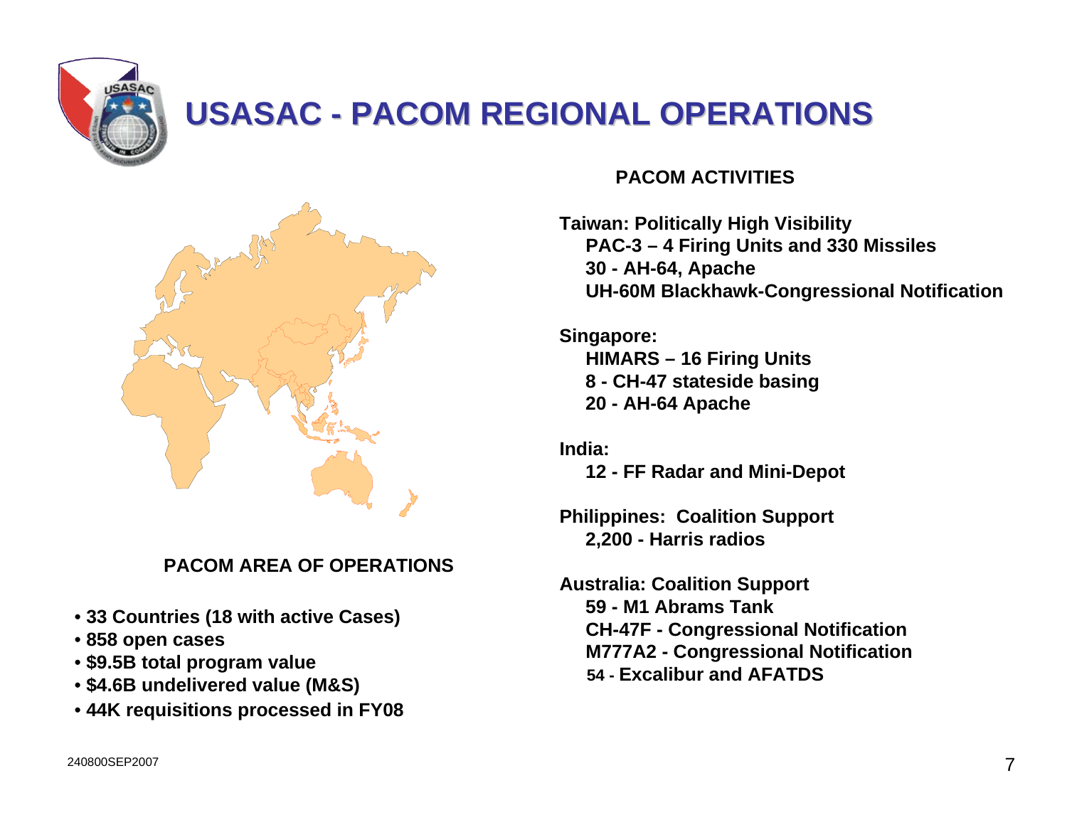# USASAC - PACOM REGIONAL OPERATIONS

**PACOM AREA OF OPERATIONS**

- **33 Countries (18 with active Cases)**
- **858 open cases**
- **$9.5B total program value**
- **$4.6B undelivered value (M&S)**
- **44K requisitions processed in FY08**

**PACOM ACTIVITIES**

**Taiwan: Politically High Visibility**
- **PAC-3 – 4 Firing Units and 330 Missiles**
- **30 - AH-64, Apache**
- **UH-60M Blackhawk-Congressional Notification**

**Singapore:**
- **HIMARS – 16 Firing Units**
- **8 - CH-47 stateside basing**
- **20 - AH-64 Apache**

**India:**
- **12 - FF Radar and Mini-Depot**

**Philippines: Coalition Support**
- **2,200 - Harris radios**

**Australia: Coalition Support**
- **59 - M1 Abrams Tank**
- **CH-47F - Congressional Notification**
- **M777A2 - Congressional Notification**
- **54 - Excalibur and AFATDS**

240800SEP2007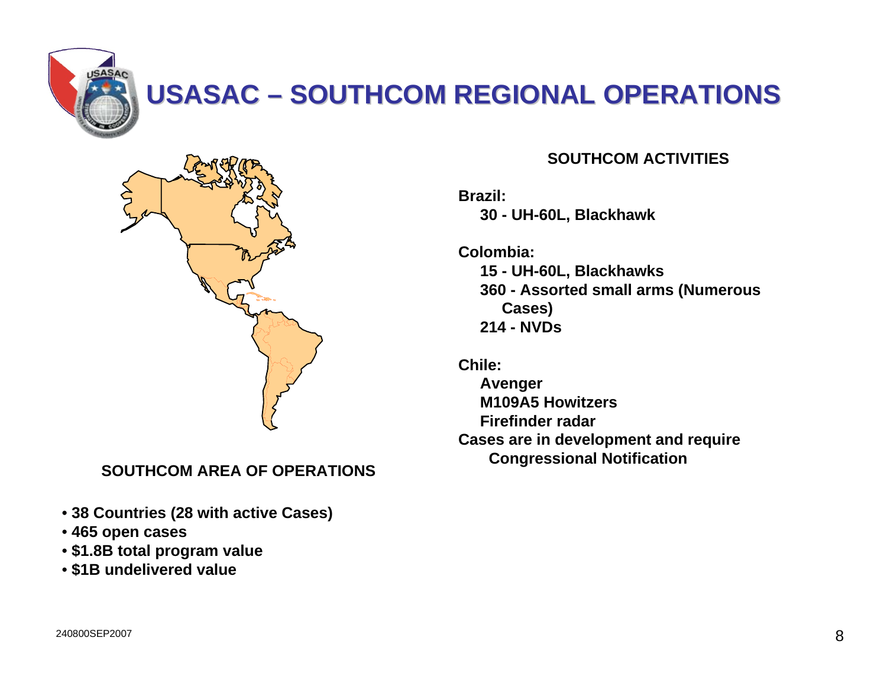# USASAC – SOUTHCOM REGIONAL OPERATIONS

**SOUTHCOM AREA OF OPERATIONS**

- **38 Countries (28 with active Cases)**
- **465 open cases**
- **$1.8B total program value**
- **$1B undelivered value**

**SOUTHCOM ACTIVITIES**

**Brazil:**

**30 - UH-60L, Blackhawk**

**Colombia:**

**15 - UH-60L, Blackhawks**
**360 - Assorted small arms (Numerous Cases)**
**214 - NVDs**

**Chile:**

**Avenger**
**M109A5 Howitzers**
**Firefinder radar**

**Cases are in development and require Congressional Notification**

240800SEP2007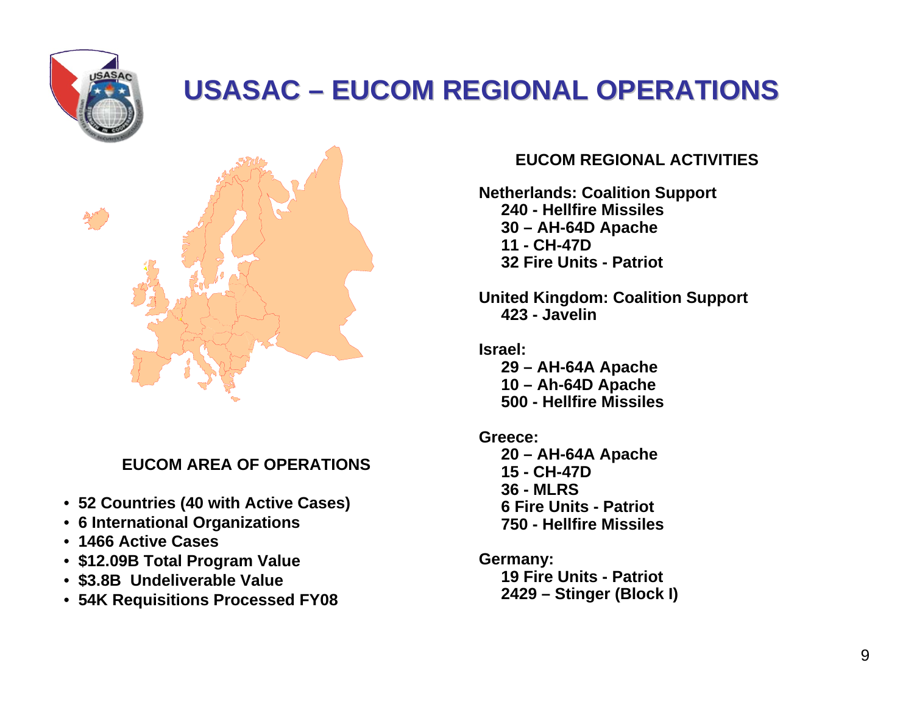# USASAC – EUCOM REGIONAL OPERATIONS

### EUCOM AREA OF OPERATIONS

- 52 Countries (40 with Active Cases)
- 6 International Organizations
- 1466 Active Cases
- $12.09B Total Program Value
- $3.8B Undeliverable Value
- 54K Requisitions Processed FY08

### EUCOM REGIONAL ACTIVITIES

**Netherlands: Coalition Support**
- 240 - Hellfire Missiles
- 30 – AH-64D Apache
- 11 - CH-47D
- 32 Fire Units - Patriot

**United Kingdom: Coalition Support**
- 423 - Javelin

**Israel:**
- 29 – AH-64A Apache
- 10 – Ah-64D Apache
- 500 - Hellfire Missiles

**Greece:**
- 20 – AH-64A Apache
- 15 - CH-47D
- 36 - MLRS
- 6 Fire Units - Patriot
- 750 - Hellfire Missiles

**Germany:**
- 19 Fire Units - Patriot
- 2429 – Stinger (Block I)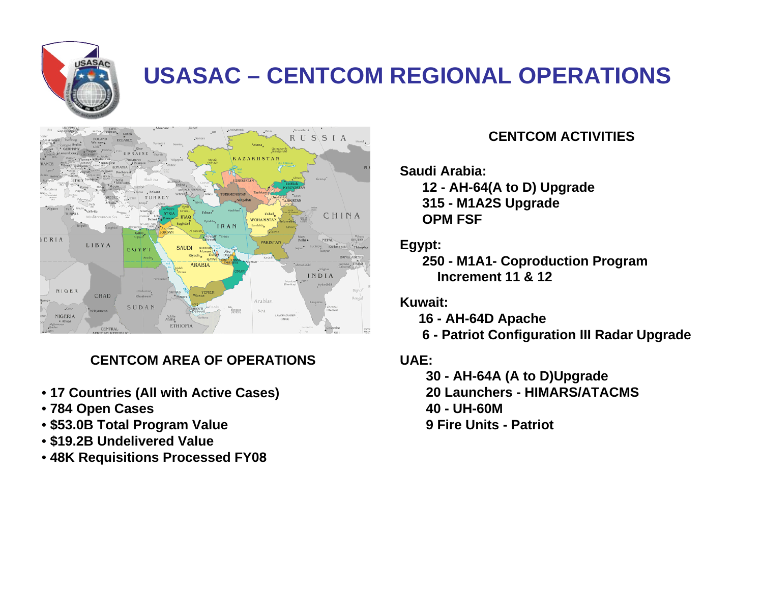# USASAC – CENTCOM REGIONAL OPERATIONS

## CENTCOM AREA OF OPERATIONS

- **17 Countries (All with Active Cases)**
- **784 Open Cases**
- **$53.0B Total Program Value**
- **$19.2B Undelivered Value**
- **48K Requisitions Processed FY08**

## CENTCOM ACTIVITIES

**Saudi Arabia:**

**12 - AH-64(A to D) Upgrade**
**315 - M1A2S Upgrade**
**OPM FSF**

**Egypt:**

**250 - M1A1- Coproduction Program Increment 11 & 12**

**Kuwait:**

**16 - AH-64D Apache**
**6 - Patriot Configuration III Radar Upgrade**

**UAE:**

**30 - AH-64A (A to D)Upgrade**
**20 Launchers - HIMARS/ATACMS**
**40 - UH-60M**
**9 Fire Units - Patriot**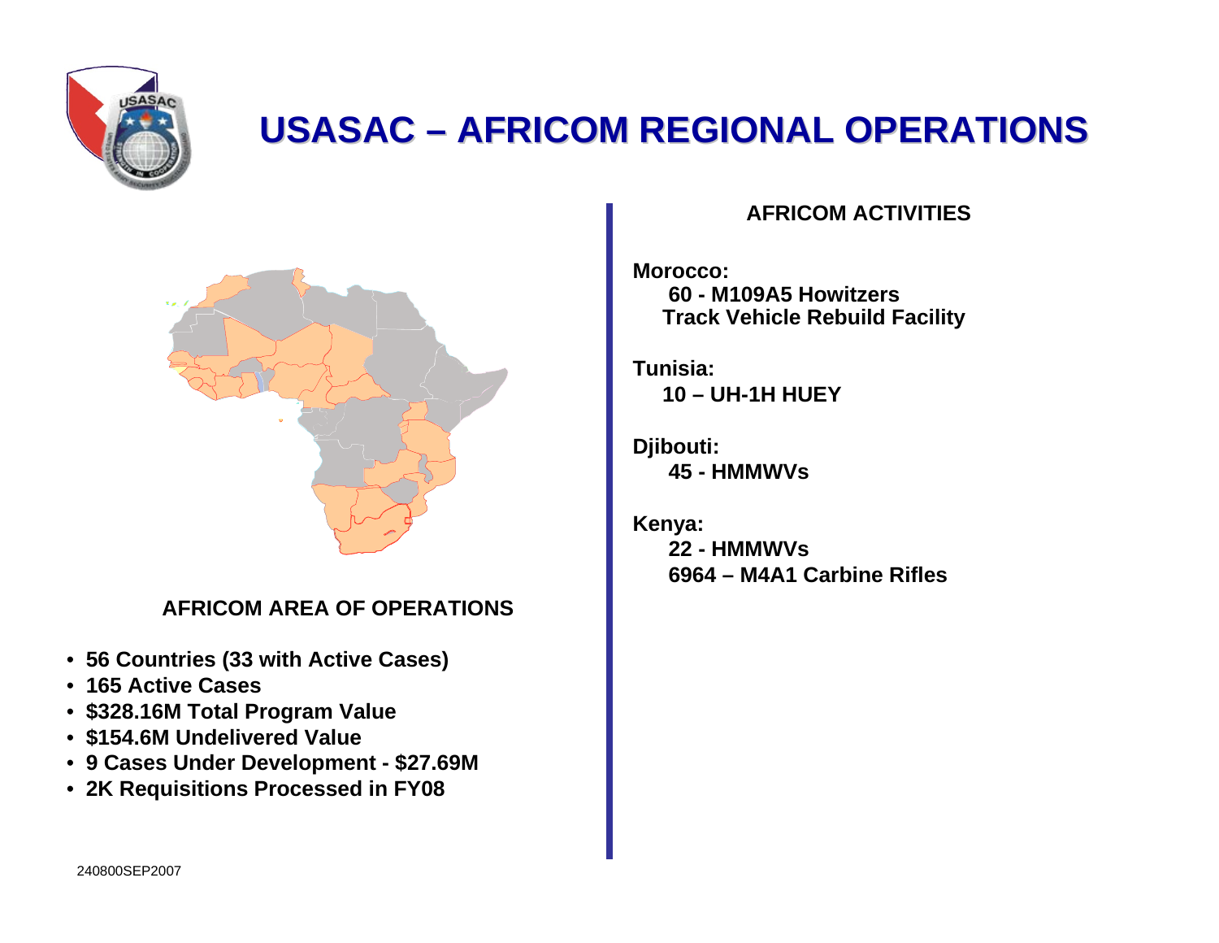# USASAC – AFRICOM REGIONAL OPERATIONS

## AFRICOM AREA OF OPERATIONS

- 56 Countries (33 with Active Cases)
- 165 Active Cases
- $328.16M Total Program Value
- $154.6M Undelivered Value
- 9 Cases Under Development - $27.69M
- 2K Requisitions Processed in FY08

## AFRICOM ACTIVITIES

**Morocco:**
- 60 - M109A5 Howitzers
- Track Vehicle Rebuild Facility

**Tunisia:**
- 10 – UH-1H HUEY

**Djibouti:**
- 45 - HMMWVs

**Kenya:**
- 22 - HMMWVs
- 6964 – M4A1 Carbine Rifles

240800SEP2007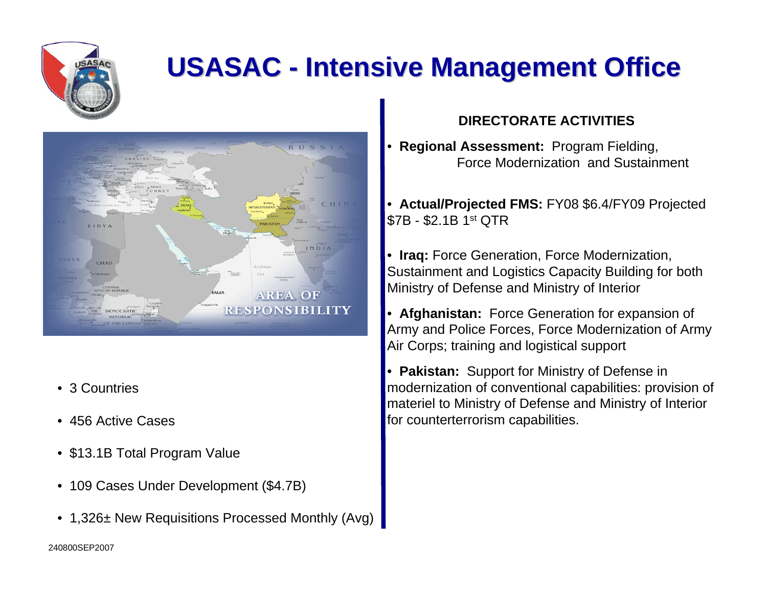# USASAC - Intensive Management Office

- 3 Countries
- 456 Active Cases
- $13.1B Total Program Value
- 109 Cases Under Development ($4.7B)
- 1,326± New Requisitions Processed Monthly (Avg)

**DIRECTORATE ACTIVITIES**

- **Regional Assessment:** Program Fielding, Force Modernization and Sustainment
- **Actual/Projected FMS:** FY08 $6.4/FY09 Projected $7B - $2.1B 1st QTR
- **Iraq:** Force Generation, Force Modernization, Sustainment and Logistics Capacity Building for both Ministry of Defense and Ministry of Interior
- **Afghanistan:** Force Generation for expansion of Army and Police Forces, Force Modernization of Army Air Corps; training and logistical support
- **Pakistan:** Support for Ministry of Defense in modernization of conventional capabilities: provision of materiel to Ministry of Defense and Ministry of Interior for counterterrorism capabilities.

240800SEP2007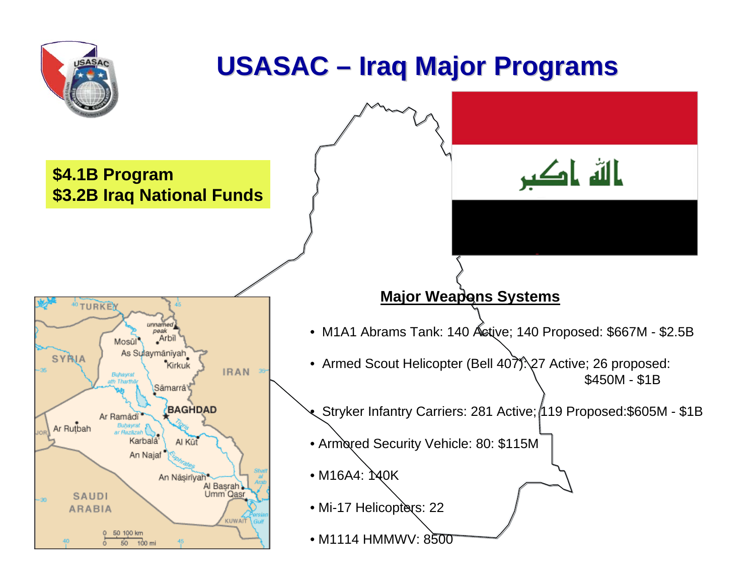# USASAC – Iraq Major Programs

**$4.1B Program**
**$3.2B Iraq National Funds**

## Major Weapons Systems

- M1A1 Abrams Tank: 140 Active; 140 Proposed: $667M - $2.5B
- Armed Scout Helicopter (Bell 407): 27 Active; 26 proposed: $450M - $1B
- Stryker Infantry Carriers: 281 Active; 119 Proposed:$605M - $1B
- Armored Security Vehicle: 80: $115M
- M16A4: 140K
- Mi-17 Helicopters: 22
- M1114 HMMWV: 8500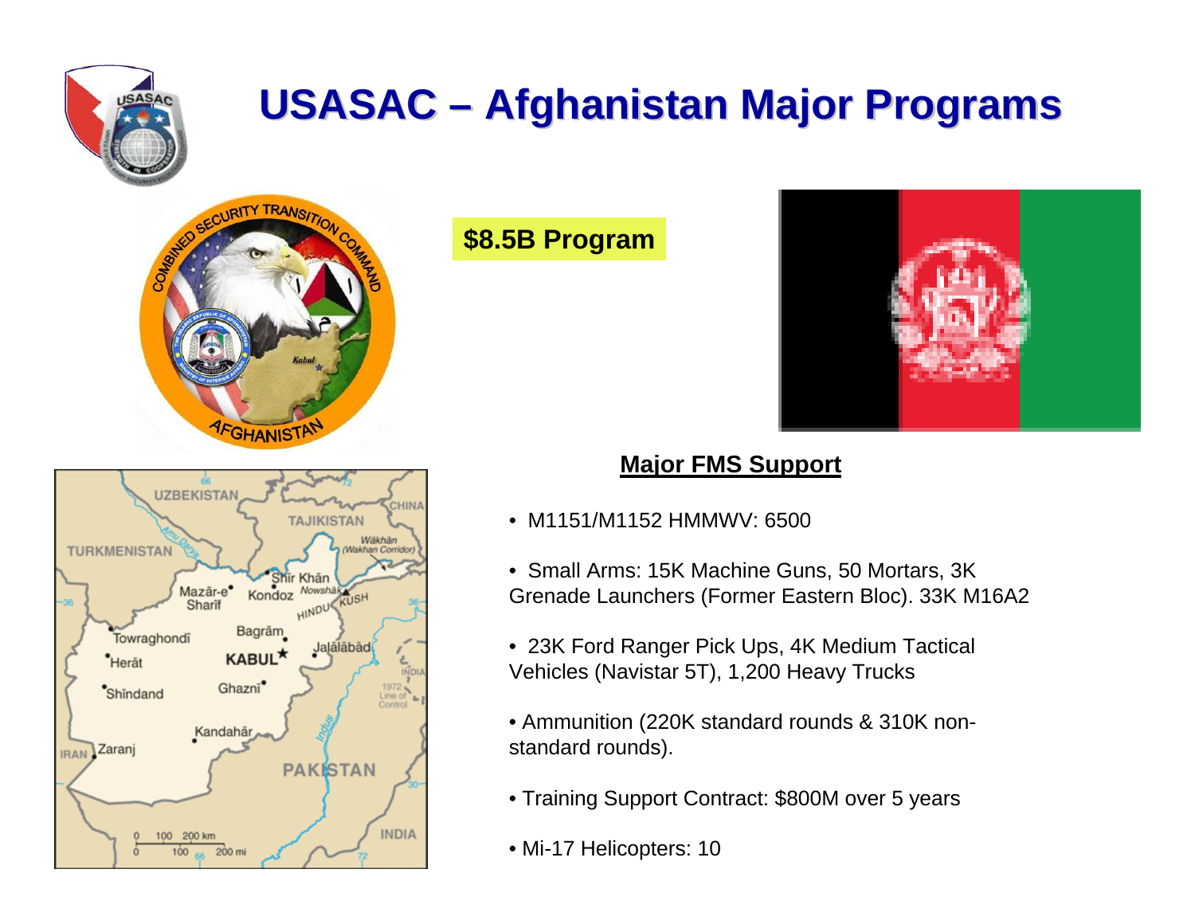# USASAC – Afghanistan Major Programs

**$8.5B Program**

## Major FMS Support

- M1151/M1152 HMMWV: 6500
- Small Arms: 15K Machine Guns, 50 Mortars, 3K Grenade Launchers (Former Eastern Bloc). 33K M16A2
- 23K Ford Ranger Pick Ups, 4K Medium Tactical Vehicles (Navistar 5T), 1,200 Heavy Trucks
- Ammunition (220K standard rounds & 310K non-standard rounds).
- Training Support Contract: $800M over 5 years
- Mi-17 Helicopters: 10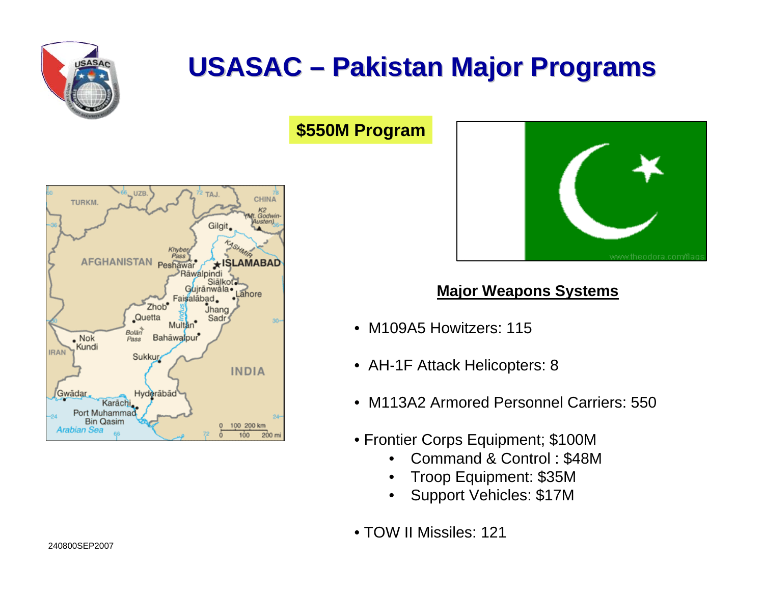# USASAC – Pakistan Major Programs

**$550M Program**

**Major Weapons Systems**

- M109A5 Howitzers: 115
- AH-1F Attack Helicopters: 8
- M113A2 Armored Personnel Carriers: 550
- Frontier Corps Equipment; $100M
  - Command & Control : $48M
  - Troop Equipment: $35M
  - Support Vehicles: $17M
- TOW II Missiles: 121

240800SEP2007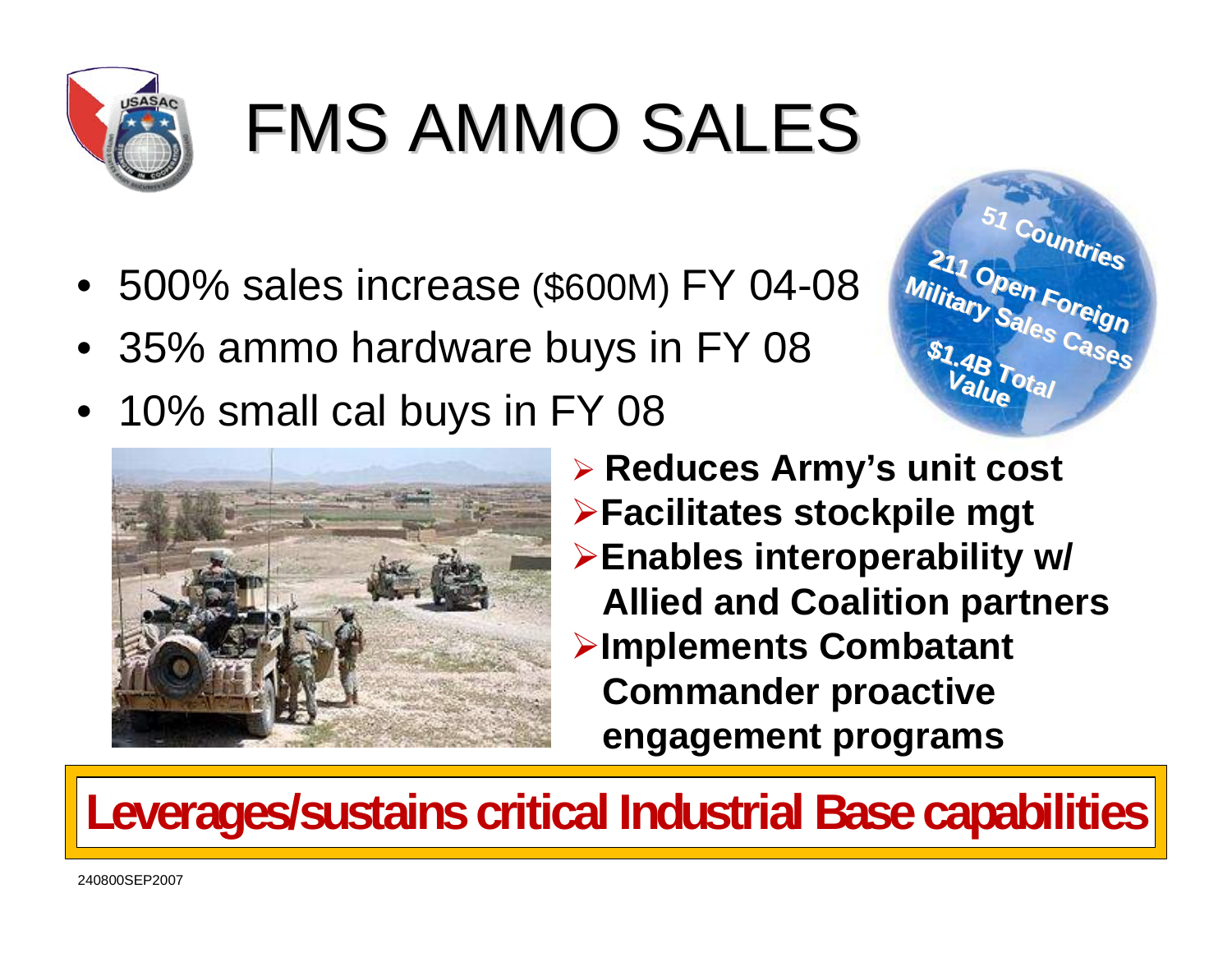# FMS AMMO SALES

- 500% sales increase ($600M) FY 04-08
- 35% ammo hardware buys in FY 08
- 10% small cal buys in FY 08

51 Countries

211 Open Foreign Military Sales Cases

$1.4B Total Value

- **Reduces Army's unit cost**
- **Facilitates stockpile mgt**
- **Enables interoperability w/ Allied and Coalition partners**
- **Implements Combatant Commander proactive engagement programs**

**Leverages/sustains critical Industrial Base capabilities**

240800SEP2007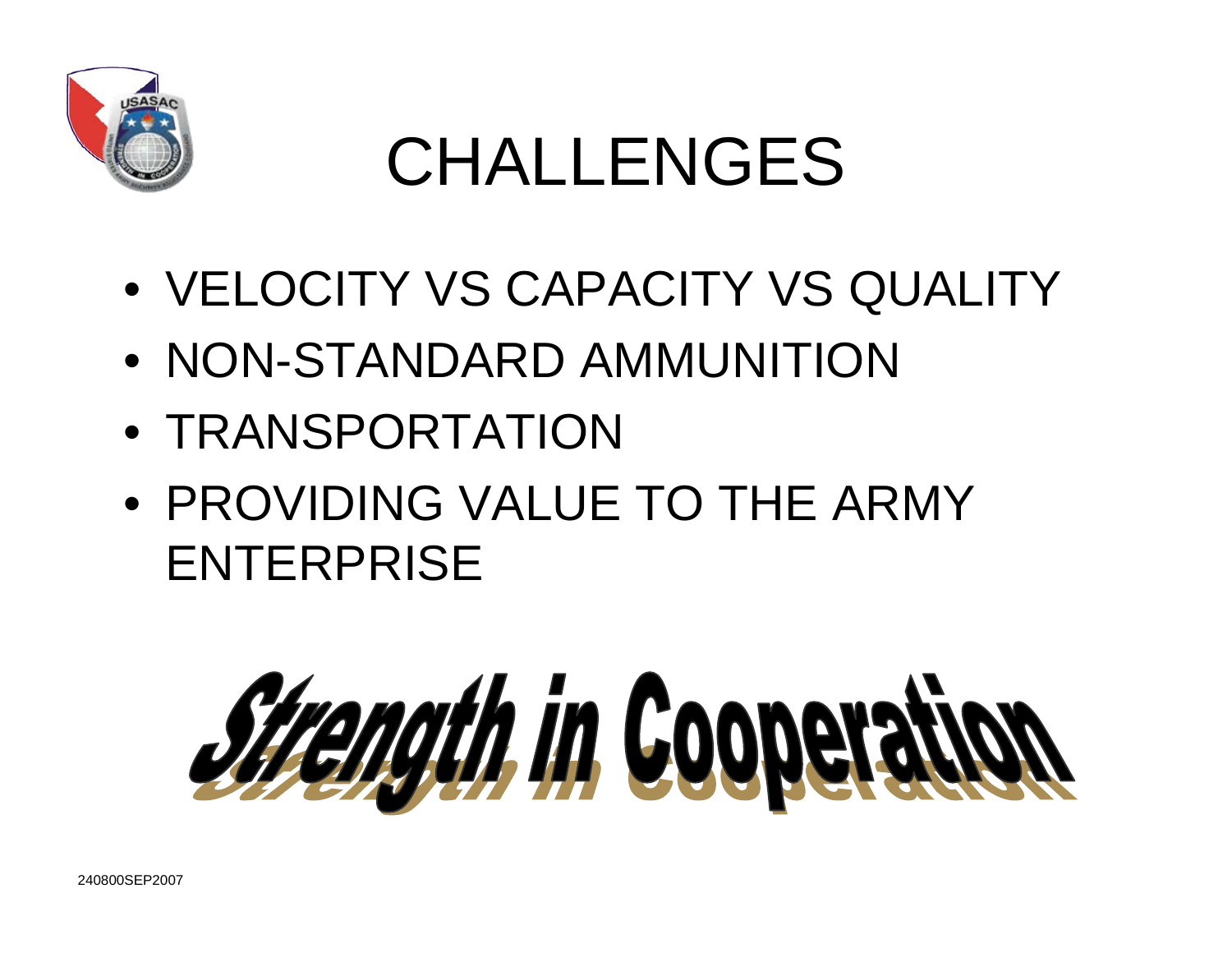# CHALLENGES

- VELOCITY VS CAPACITY VS QUALITY
- NON-STANDARD AMMUNITION
- TRANSPORTATION
- PROVIDING VALUE TO THE ARMY ENTERPRISE

*Strength in Cooperation*

240800SEP2007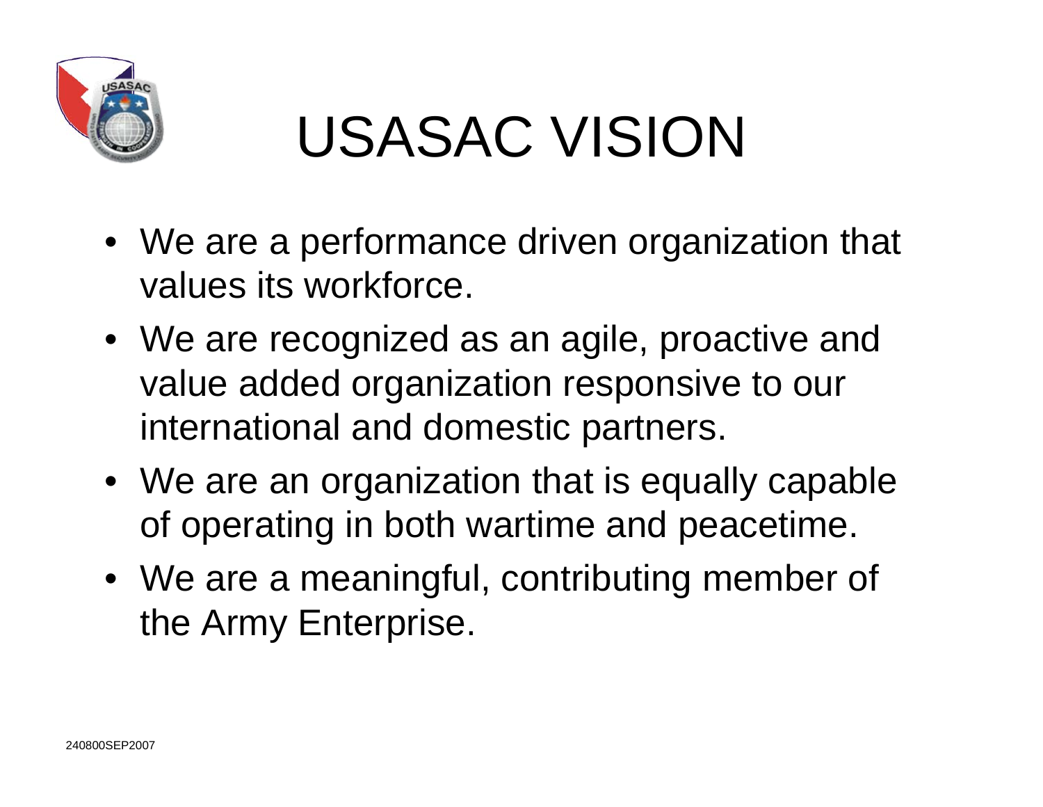# USASAC VISION

- We are a performance driven organization that values its workforce.
- We are recognized as an agile, proactive and value added organization responsive to our international and domestic partners.
- We are an organization that is equally capable of operating in both wartime and peacetime.
- We are a meaningful, contributing member of the Army Enterprise.

240800SEP2007